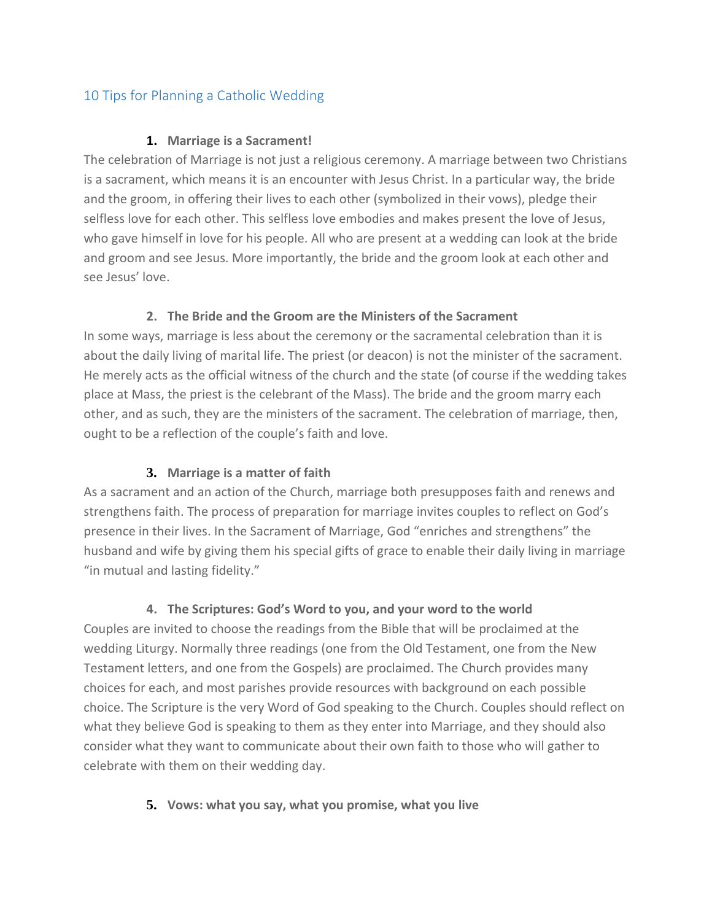# 10 Tips for Planning a Catholic Wedding

### 1. Marriage is a Sacrament!

The celebration of Marriage is not just a religious ceremony. A marriage between two Christians is a sacrament, which means it is an encounter with Jesus Christ. In a particular way, the bride and the groom, in offering their lives to each other (symbolized in their vows), pledge their selfless love for each other. This selfless love embodies and makes present the love of Jesus, who gave himself in love for his people. All who are present at a wedding can look at the bride and groom and see Jesus. More importantly, the bride and the groom look at each other and see Jesus' love.

### 2. The Bride and the Groom are the Ministers of the Sacrament

In some ways, marriage is less about the ceremony or the sacramental celebration than it is about the daily living of marital life. The priest (or deacon) is not the minister of the sacrament. He merely acts as the official witness of the church and the state (of course if the wedding takes place at Mass, the priest is the celebrant of the Mass). The bride and the groom marry each other, and as such, they are the ministers of the sacrament. The celebration of marriage, then, ought to be a reflection of the couple's faith and love.

### 3. Marriage is a matter of faith

As a sacrament and an action of the Church, marriage both presupposes faith and renews and strengthens faith. The process of preparation for marriage invites couples to reflect on God's presence in their lives. In the Sacrament of Marriage, God "enriches and strengthens" the husband and wife by giving them his special gifts of grace to enable their daily living in marriage "in mutual and lasting fidelity."

### 4. The Scriptures: God's Word to you, and your word to the world

Couples are invited to choose the readings from the Bible that will be proclaimed at the wedding Liturgy. Normally three readings (one from the Old Testament, one from the New Testament letters, and one from the Gospels) are proclaimed. The Church provides many choices for each, and most parishes provide resources with background on each possible choice. The Scripture is the very Word of God speaking to the Church. Couples should reflect on what they believe God is speaking to them as they enter into Marriage, and they should also consider what they want to communicate about their own faith to those who will gather to celebrate with them on their wedding day.

### 5. Vows: what you say, what you promise, what you live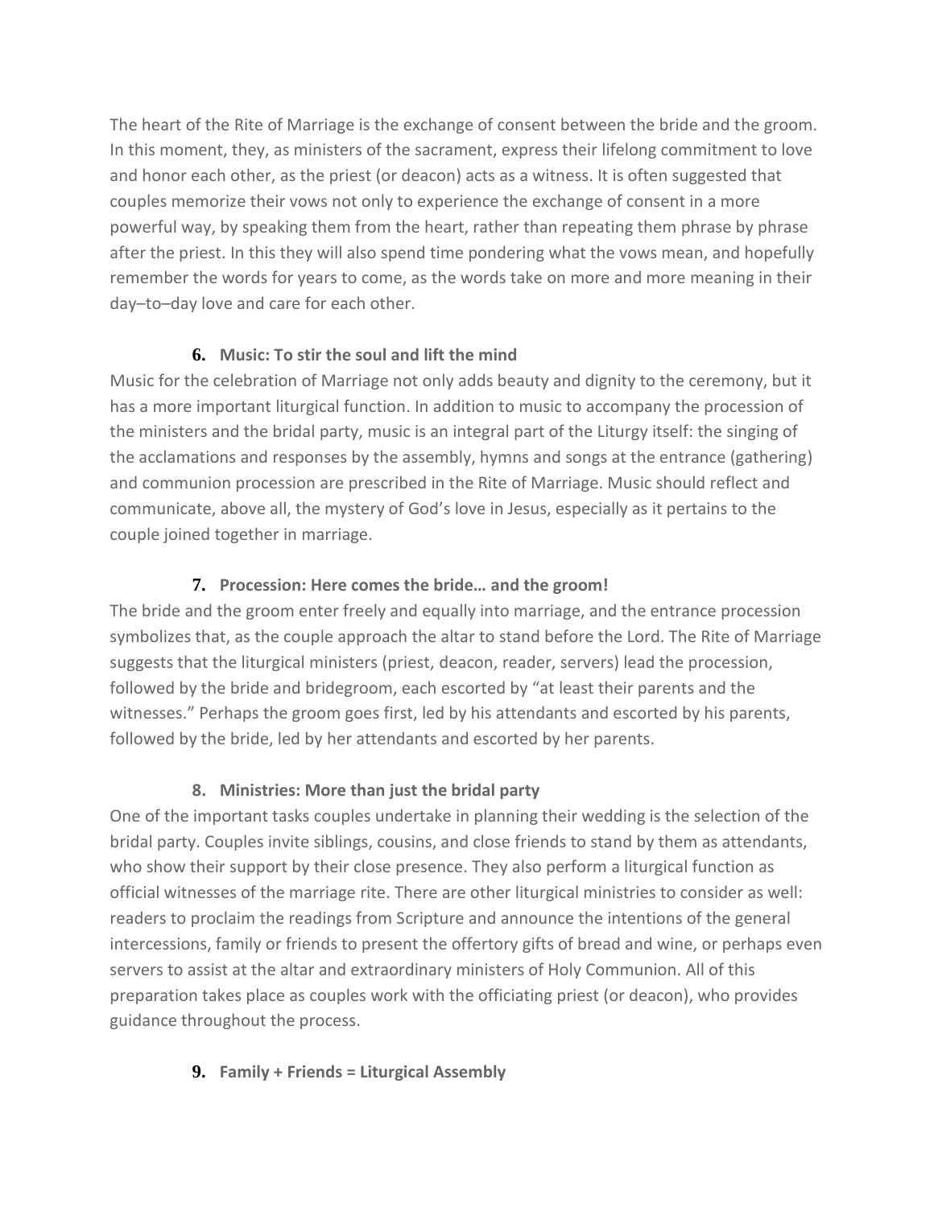The heart of the Rite of Marriage is the exchange of consent between the bride and the groom. In this moment, they, as ministers of the sacrament, express their lifelong commitment to love and honor each other, as the priest (or deacon) acts as a witness. It is often suggested that couples memorize their vows not only to experience the exchange of consent in a more powerful way, by speaking them from the heart, rather than repeating them phrase by phrase after the priest. In this they will also spend time pondering what the vows mean, and hopefully remember the words for years to come, as the words take on more and more meaning in their day–to–day love and care for each other.

### 6. Music: To stir the soul and lift the mind

Music for the celebration of Marriage not only adds beauty and dignity to the ceremony, but it has a more important liturgical function. In addition to music to accompany the procession of the ministers and the bridal party, music is an integral part of the Liturgy itself: the singing of the acclamations and responses by the assembly, hymns and songs at the entrance (gathering) and communion procession are prescribed in the Rite of Marriage. Music should reflect and communicate, above all, the mystery of God's love in Jesus, especially as it pertains to the couple joined together in marriage.

### 7. Procession: Here comes the bride… and the groom!

The bride and the groom enter freely and equally into marriage, and the entrance procession symbolizes that, as the couple approach the altar to stand before the Lord. The Rite of Marriage suggests that the liturgical ministers (priest, deacon, reader, servers) lead the procession, followed by the bride and bridegroom, each escorted by "at least their parents and the witnesses." Perhaps the groom goes first, led by his attendants and escorted by his parents, followed by the bride, led by her attendants and escorted by her parents.

### 8. Ministries: More than just the bridal party

One of the important tasks couples undertake in planning their wedding is the selection of the bridal party. Couples invite siblings, cousins, and close friends to stand by them as attendants, who show their support by their close presence. They also perform a liturgical function as official witnesses of the marriage rite. There are other liturgical ministries to consider as well: readers to proclaim the readings from Scripture and announce the intentions of the general intercessions, family or friends to present the offertory gifts of bread and wine, or perhaps even servers to assist at the altar and extraordinary ministers of Holy Communion. All of this preparation takes place as couples work with the officiating priest (or deacon), who provides guidance throughout the process.

### 9. Family + Friends = Liturgical Assembly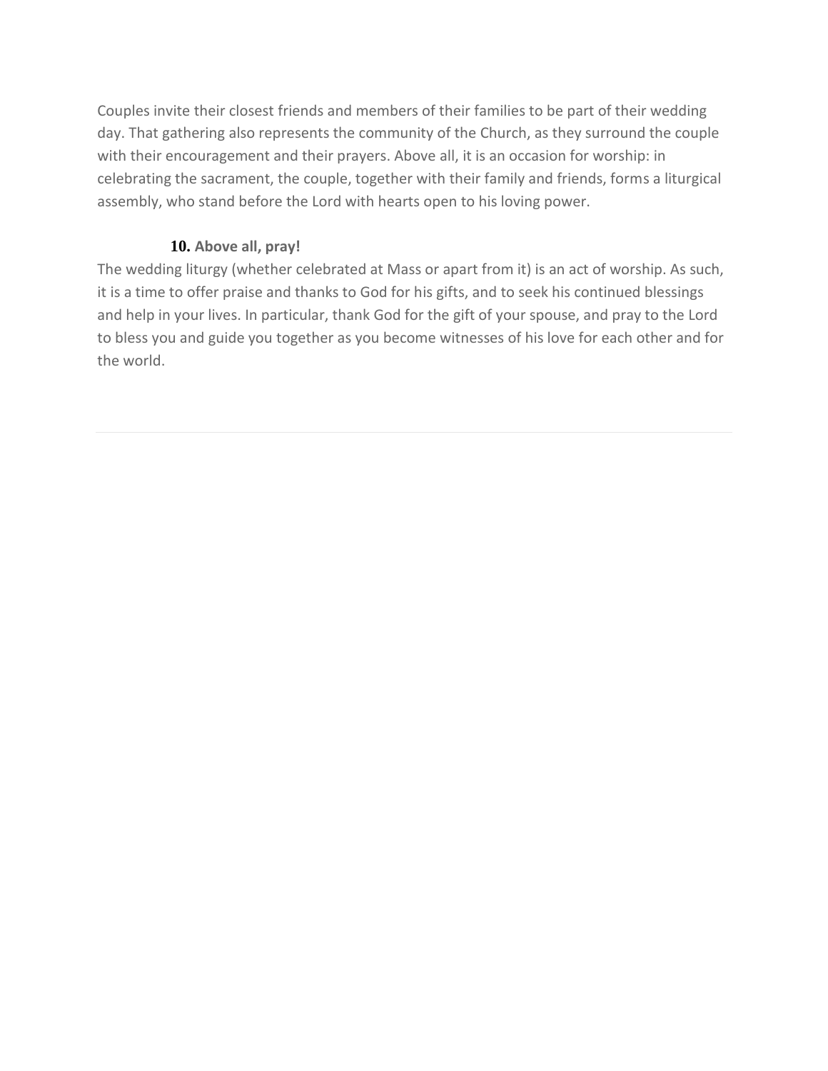Couples invite their closest friends and members of their families to be part of their wedding day. That gathering also represents the community of the Church, as they surround the couple with their encouragement and their prayers. Above all, it is an occasion for worship: in celebrating the sacrament, the couple, together with their family and friends, forms a liturgical assembly, who stand before the Lord with hearts open to his loving power.

### 10. Above all, pray!

The wedding liturgy (whether celebrated at Mass or apart from it) is an act of worship. As such, it is a time to offer praise and thanks to God for his gifts, and to seek his continued blessings and help in your lives. In particular, thank God for the gift of your spouse, and pray to the Lord to bless you and guide you together as you become witnesses of his love for each other and for the world.